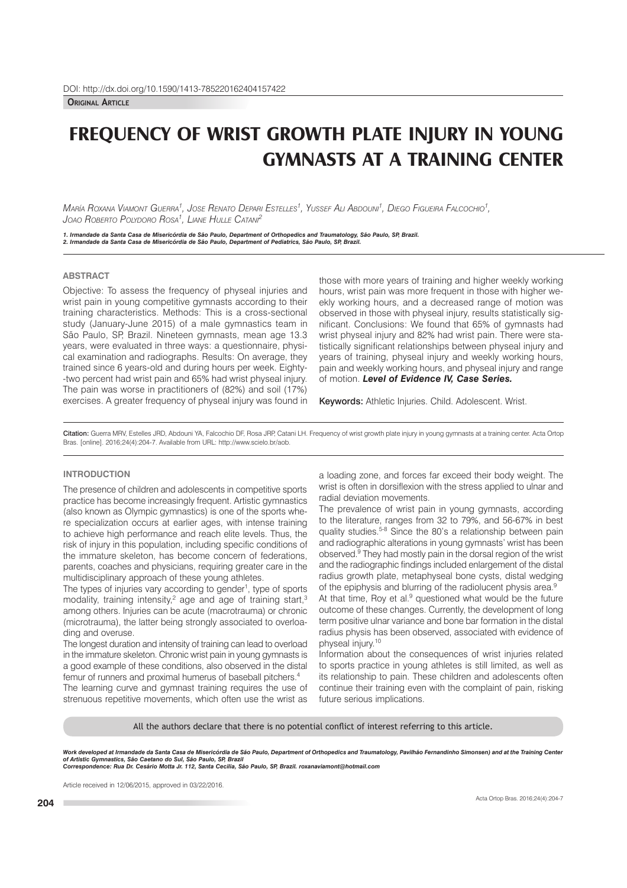DOI: http://dx.doi.org/10.1590/1413-785220162404157422

**Original Article**

# FREQUENCY OF WRIST GROWTH PLATE INJURY IN YOUNG GYMNASTS AT A TRAINING CENTER

*María Roxana Viamont Guerra[1], Jose Renato Depari Estelles[1], Yussef Ali Abdouni[1], Diego Figueira Falcochio[1], Joao Roberto Polydoro Rosa[1], Liane Hulle Catani[2]*

*1. Irmandade da Santa Casa de Misericórdia de São Paulo, Department of Orthopedics and Traumatology, São Paulo, SP, Brazil.*
*2. Irmandade da Santa Casa de Misericórdia de São Paulo, Department of Pediatrics, São Paulo, SP, Brazil.*

## ABSTRACT

Objective: To assess the frequency of physeal injuries and wrist pain in young competitive gymnasts according to their training characteristics. Methods: This is a cross-sectional study (January-June 2015) of a male gymnastics team in São Paulo, SP, Brazil. Nineteen gymnasts, mean age 13.3 years, were evaluated in three ways: a questionnaire, physical examination and radiographs. Results: On average, they trained since 6 years-old and during hours per week. Eighty-two percent had wrist pain and 65% had wrist physeal injury. The pain was worse in practitioners of (82%) and soil (17%) exercises. A greater frequency of physeal injury was found in those with more years of training and higher weekly working hours, wrist pain was more frequent in those with higher weekly working hours, and a decreased range of motion was observed in those with physeal injury, results statistically significant. Conclusions: We found that 65% of gymnasts had wrist physeal injury and 82% had wrist pain. There were statistically significant relationships between physeal injury and years of training, physeal injury and weekly working hours, pain and weekly working hours, and physeal injury and range of motion. ***Level of Evidence IV, Case Series.***

**Keywords:** Athletic Injuries. Child. Adolescent. Wrist.

**Citation:** Guerra MRV, Estelles JRD, Abdouni YA, Falcochio DF, Rosa JRP, Catani LH. Frequency of wrist growth plate injury in young gymnasts at a training center. Acta Ortop Bras. [online]. 2016;24(4):204-7. Available from URL: http://www.scielo.br/aob.

## INTRODUCTION

The presence of children and adolescents in competitive sports practice has become increasingly frequent. Artistic gymnastics (also known as Olympic gymnastics) is one of the sports where specialization occurs at earlier ages, with intense training to achieve high performance and reach elite levels. Thus, the risk of injury in this population, including specific conditions of the immature skeleton, has become concern of federations, parents, coaches and physicians, requiring greater care in the multidisciplinary approach of these young athletes.

The types of injuries vary according to gender[1], type of sports modality, training intensity,[2] age and age of training start,[3] among others. Injuries can be acute (macrotrauma) or chronic (microtrauma), the latter being strongly associated to overloading and overuse.

The longest duration and intensity of training can lead to overload in the immature skeleton. Chronic wrist pain in young gymnasts is a good example of these conditions, also observed in the distal femur of runners and proximal humerus of baseball pitchers.[4]

The learning curve and gymnast training requires the use of strenuous repetitive movements, which often use the wrist as a loading zone, and forces far exceed their body weight. The wrist is often in dorsiflexion with the stress applied to ulnar and radial deviation movements.

The prevalence of wrist pain in young gymnasts, according to the literature, ranges from 32 to 79%, and 56-67% in best quality studies.[5-8] Since the 80's a relationship between pain and radiographic alterations in young gymnasts' wrist has been observed.[9] They had mostly pain in the dorsal region of the wrist and the radiographic findings included enlargement of the distal radius growth plate, metaphyseal bone cysts, distal wedging of the epiphysis and blurring of the radiolucent physis area.[9]

At that time, Roy et al.[9] questioned what would be the future outcome of these changes. Currently, the development of long term positive ulnar variance and bone bar formation in the distal radius physis has been observed, associated with evidence of physeal injury.[10]

Information about the consequences of wrist injuries related to sports practice in young athletes is still limited, as well as its relationship to pain. These children and adolescents often continue their training even with the complaint of pain, risking future serious implications.

All the authors declare that there is no potential conflict of interest referring to this article.

*Work developed at Irmandade da Santa Casa de Misericórdia de São Paulo, Department of Orthopedics and Traumatology, Pavilhão Fernandinho Simonsen) and at the Training Center of Artistic Gymnastics, São Caetano do Sul, São Paulo, SP, Brazil*
*Correspondence: Rua Dr. Cesário Motta Jr. 112, Santa Cecilia, São Paulo, SP, Brazil. roxanaviamont@hotmail.com*

Article received in 12/06/2015, approved in 03/22/2016.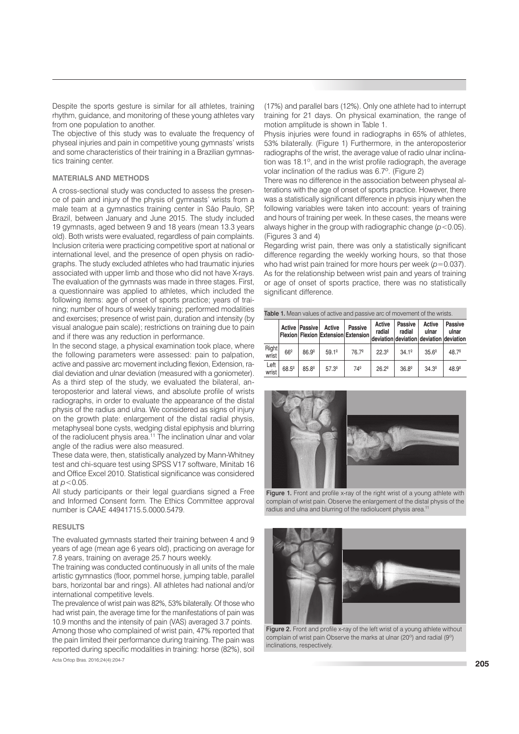Despite the sports gesture is similar for all athletes, training rhythm, guidance, and monitoring of these young athletes vary from one population to another.

The objective of this study was to evaluate the frequency of physeal injuries and pain in competitive young gymnasts' wrists and some characteristics of their training in a Brazilian gymnastics training center.

## MATERIALS AND METHODS

A cross-sectional study was conducted to assess the presence of pain and injury of the physis of gymnasts' wrists from a male team at a gymnastics training center in São Paulo, SP, Brazil, between January and June 2015. The study included 19 gymnasts, aged between 9 and 18 years (mean 13.3 years old). Both wrists were evaluated, regardless of pain complaints. Inclusion criteria were practicing competitive sport at national or international level, and the presence of open physis on radiographs. The study excluded athletes who had traumatic injuries associated with upper limb and those who did not have X-rays.

The evaluation of the gymnasts was made in three stages. First, a questionnaire was applied to athletes, which included the following items: age of onset of sports practice; years of training; number of hours of weekly training; performed modalities and exercises; presence of wrist pain, duration and intensity (by visual analogue pain scale); restrictions on training due to pain and if there was any reduction in performance.

In the second stage, a physical examination took place, where the following parameters were assessed: pain to palpation, active and passive arc movement including flexion, Extension, radial deviation and ulnar deviation (measured with a goniometer). As a third step of the study, we evaluated the bilateral, anteroposterior and lateral views, and absolute profile of wrists radiographs, in order to evaluate the appearance of the distal physis of the radius and ulna. We considered as signs of injury on the growth plate: enlargement of the distal radial physis, metaphyseal bone cysts, wedging distal epiphysis and blurring of the radiolucent physis area.[11] The inclination ulnar and volar angle of the radius were also measured.

These data were, then, statistically analyzed by Mann-Whitney test and chi-square test using SPSS V17 software, Minitab 16 and Office Excel 2010. Statistical significance was considered at $p<0.05$.

All study participants or their legal guardians signed a Free and Informed Consent form. The Ethics Committee approval number is CAAE 44941715.5.0000.5479.

## RESULTS

The evaluated gymnasts started their training between 4 and 9 years of age (mean age 6 years old), practicing on average for 7.8 years, training on average 25.7 hours weekly.

The training was conducted continuously in all units of the male artistic gymnastics (floor, pommel horse, jumping table, parallel bars, horizontal bar and rings). All athletes had national and/or international competitive levels.

The prevalence of wrist pain was 82%, 53% bilaterally. Of those who had wrist pain, the average time for the manifestations of pain was 10.9 months and the intensity of pain (VAS) averaged 3.7 points.

Among those who complained of wrist pain, 47% reported that the pain limited their performance during training. The pain was reported during specific modalities in training: horse (82%), soil (17%) and parallel bars (12%). Only one athlete had to interrupt training for 21 days. On physical examination, the range of motion amplitude is shown in Table 1.

Physis injuries were found in radiographs in 65% of athletes, 53% bilaterally. (Figure 1) Furthermore, in the anteroposterior radiographs of the wrist, the average value of radio ulnar inclination was 18.1º, and in the wrist profile radiograph, the average volar inclination of the radius was 6.7º. (Figure 2)

There was no difference in the association between physeal alterations with the age of onset of sports practice. However, there was a statistically significant difference in physis injury when the following variables were taken into account: years of training and hours of training per week. In these cases, the means were always higher in the group with radiographic change ($p<0.05$). (Figures 3 and 4)

Regarding wrist pain, there was only a statistically significant difference regarding the weekly working hours, so that those who had wrist pain trained for more hours per week ($p=0.037$). As for the relationship between wrist pain and years of training or age of onset of sports practice, there was no statistically significant difference.

**Table 1.** Mean values of active and passive arc of movement of the wrists.

| | Active Flexion | Passive Flexion | Active Extension | Passive Extension | Active radial deviation | Passive radial deviation | Active ulnar deviation | Passive ulnar deviation |
|---|---|---|---|---|---|---|---|---|
| Right wrist | 66º | 86.9º | 59.1º | 76.7º | 22.3º | 34.1º | 35.6º | 48.7º |
| Left wrist | 68.5º | 85.8º | 57.3º | 74º | 26.2º | 36.8º | 34.3º | 48.9º |

**Figure 1.** Front and profile x-ray of the right wrist of a young athlete with complain of wrist pain. Observe the enlargement of the distal physis of the radius and ulna and blurring of the radiolucent physis area.[11]

**Figure 2.** Front and profile x-ray of the left wrist of a young athlete without complain of wrist pain Observe the marks at ulnar (20º) and radial (9º) inclinations, respectively.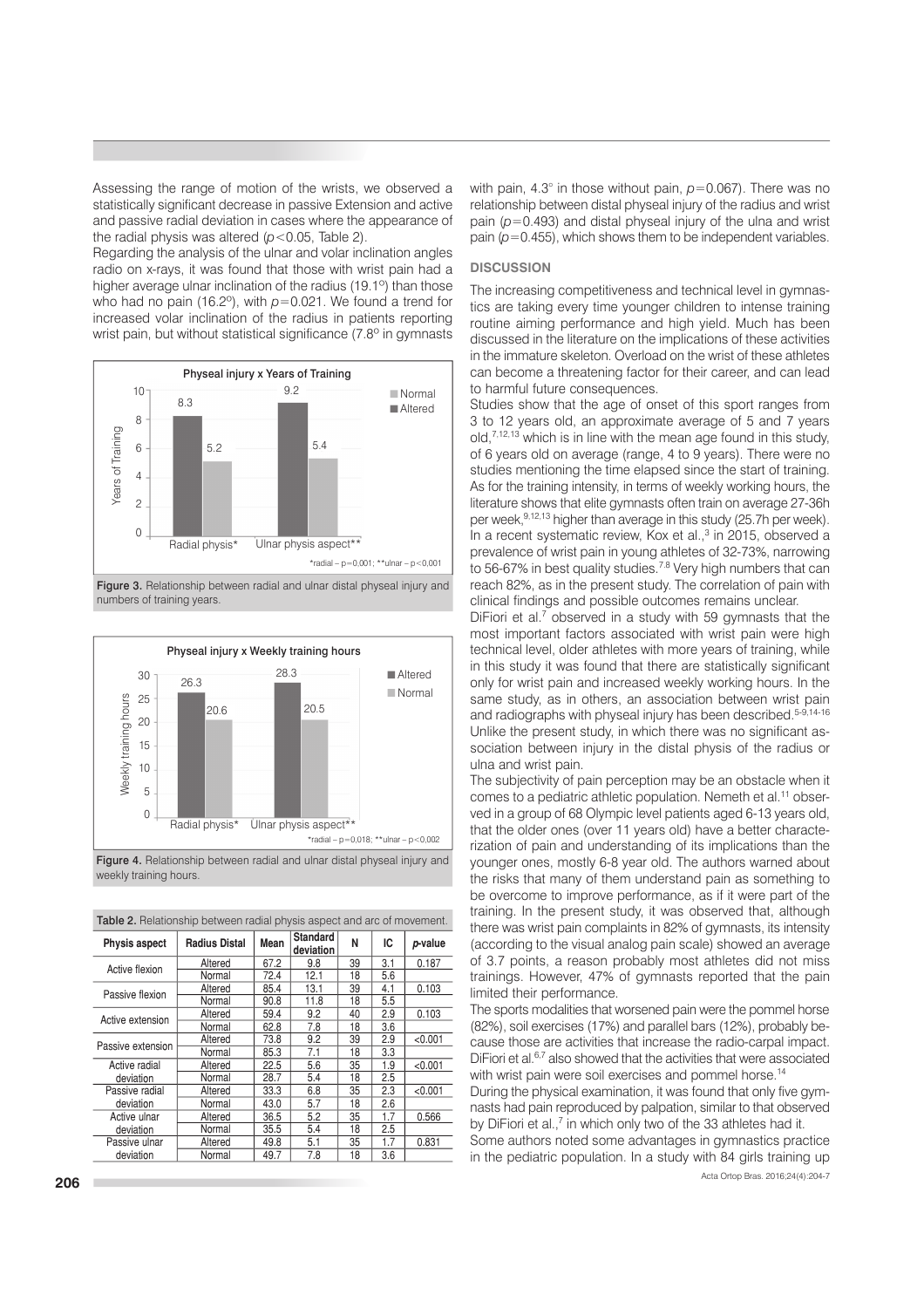Assessing the range of motion of the wrists, we observed a statistically significant decrease in passive Extension and active and passive radial deviation in cases where the appearance of the radial physis was altered ($p<0.05$, Table 2).

Regarding the analysis of the ulnar and volar inclination angles radio on x-rays, it was found that those with wrist pain had a higher average ulnar inclination of the radius (19.1º) than those who had no pain (16.2º), with $p=0.021$. We found a trend for increased volar inclination of the radius in patients reporting wrist pain, but without statistical significance (7.8º in gymnasts

Figure 3. Relationship between radial and ulnar distal physeal injury and numbers of training years.

Figure 4. Relationship between radial and ulnar distal physeal injury and weekly training hours.

Table 2. Relationship between radial physis aspect and arc of movement.

| Physis aspect | Radius Distal | Mean | Standard deviation | N | IC | *p*-value |
|---|---|---|---|---|---|---|
| Active flexion | Altered | 67.2 | 9.8 | 39 | 3.1 | 0.187 |
| | Normal | 72.4 | 12.1 | 18 | 5.6 | |
| Passive flexion | Altered | 85.4 | 13.1 | 39 | 4.1 | 0.103 |
| | Normal | 90.8 | 11.8 | 18 | 5.5 | |
| Active extension | Altered | 59.4 | 9.2 | 40 | 2.9 | 0.103 |
| | Normal | 62.8 | 7.8 | 18 | 3.6 | |
| Passive extension | Altered | 73.8 | 9.2 | 39 | 2.9 | <0.001 |
| | Normal | 85.3 | 7.1 | 18 | 3.3 | |
| Active radial deviation | Altered | 22.5 | 5.6 | 35 | 1.9 | <0.001 |
| | Normal | 28.7 | 5.4 | 18 | 2.5 | |
| Passive radial deviation | Altered | 33.3 | 6.8 | 35 | 2.3 | <0.001 |
| | Normal | 43.0 | 5.7 | 18 | 2.6 | |
| Active ulnar deviation | Altered | 36.5 | 5.2 | 35 | 1.7 | 0.566 |
| | Normal | 35.5 | 5.4 | 18 | 2.5 | |
| Passive ulnar deviation | Altered | 49.8 | 5.1 | 35 | 1.7 | 0.831 |
| | Normal | 49.7 | 7.8 | 18 | 3.6 | |

with pain, 4.3° in those without pain, $p=0.067$). There was no relationship between distal physeal injury of the radius and wrist pain ($p=0.493$) and distal physeal injury of the ulna and wrist pain ($p=0.455$), which shows them to be independent variables.

## DISCUSSION

The increasing competitiveness and technical level in gymnastics are taking every time younger children to intense training routine aiming performance and high yield. Much has been discussed in the literature on the implications of these activities in the immature skeleton. Overload on the wrist of these athletes can become a threatening factor for their career, and can lead to harmful future consequences.

Studies show that the age of onset of this sport ranges from 3 to 12 years old, an approximate average of 5 and 7 years old,[7,12,13] which is in line with the mean age found in this study, of 6 years old on average (range, 4 to 9 years). There were no studies mentioning the time elapsed since the start of training. As for the training intensity, in terms of weekly working hours, the literature shows that elite gymnasts often train on average 27-36h per week,[9,12,13] higher than average in this study (25.7h per week). In a recent systematic review, Kox et al.,[3] in 2015, observed a prevalence of wrist pain in young athletes of 32-73%, narrowing to 56-67% in best quality studies.[7,8] Very high numbers that can reach 82%, as in the present study. The correlation of pain with clinical findings and possible outcomes remains unclear.

DiFiori et al.[7] observed in a study with 59 gymnasts that the most important factors associated with wrist pain were high technical level, older athletes with more years of training, while in this study it was found that there are statistically significant only for wrist pain and increased weekly working hours. In the same study, as in others, an association between wrist pain and radiographs with physeal injury has been described.[5-9,14-16] Unlike the present study, in which there was no significant association between injury in the distal physis of the radius or ulna and wrist pain.

The subjectivity of pain perception may be an obstacle when it comes to a pediatric athletic population. Nemeth et al.[11] observed in a group of 68 Olympic level patients aged 6-13 years old, that the older ones (over 11 years old) have a better characterization of pain and understanding of its implications than the younger ones, mostly 6-8 year old. The authors warned about the risks that many of them understand pain as something to be overcome to improve performance, as if it were part of the training. In the present study, it was observed that, although there was wrist pain complaints in 82% of gymnasts, its intensity (according to the visual analog pain scale) showed an average of 3.7 points, a reason probably most athletes did not miss trainings. However, 47% of gymnasts reported that the pain limited their performance.

The sports modalities that worsened pain were the pommel horse (82%), soil exercises (17%) and parallel bars (12%), probably because those are activities that increase the radio-carpal impact. DiFiori et al.[6,7] also showed that the activities that were associated with wrist pain were soil exercises and pommel horse.[14]

During the physical examination, it was found that only five gymnasts had pain reproduced by palpation, similar to that observed by DiFiori et al.,[7] in which only two of the 33 athletes had it.

Some authors noted some advantages in gymnastics practice in the pediatric population. In a study with 84 girls training up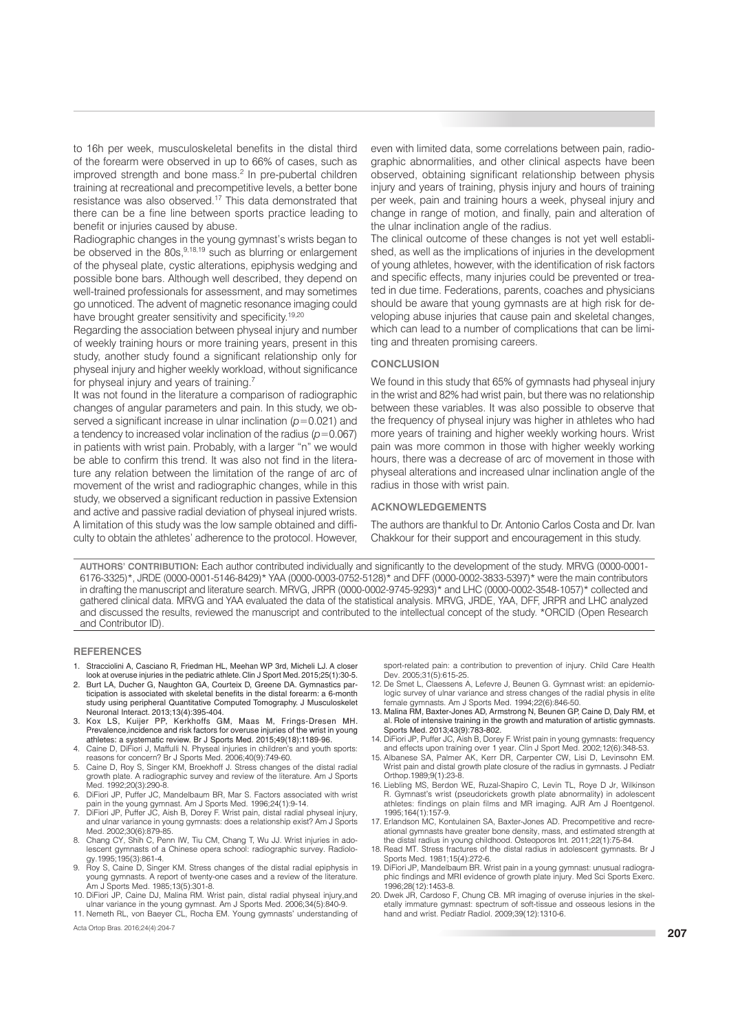to 16h per week, musculoskeletal benefits in the distal third of the forearm were observed in up to 66% of cases, such as improved strength and bone mass.[2] In pre-pubertal children training at recreational and precompetitive levels, a better bone resistance was also observed.[17] This data demonstrated that there can be a fine line between sports practice leading to benefit or injuries caused by abuse.

Radiographic changes in the young gymnast's wrists began to be observed in the 80s,[9,18,19] such as blurring or enlargement of the physeal plate, cystic alterations, epiphysis wedging and possible bone bars. Although well described, they depend on well-trained professionals for assessment, and may sometimes go unnoticed. The advent of magnetic resonance imaging could have brought greater sensitivity and specificity.[19,20]

Regarding the association between physeal injury and number of weekly training hours or more training years, present in this study, another study found a significant relationship only for physeal injury and higher weekly workload, without significance for physeal injury and years of training.[7]

It was not found in the literature a comparison of radiographic changes of angular parameters and pain. In this study, we observed a significant increase in ulnar inclination ($p=0.021$) and a tendency to increased volar inclination of the radius ($p=0.067$) in patients with wrist pain. Probably, with a larger "n" we would be able to confirm this trend. It was also not find in the literature any relation between the limitation of the range of arc of movement of the wrist and radiographic changes, while in this study, we observed a significant reduction in passive Extension and active and passive radial deviation of physeal injured wrists. A limitation of this study was the low sample obtained and difficulty to obtain the athletes' adherence to the protocol. However, even with limited data, some correlations between pain, radiographic abnormalities, and other clinical aspects have been observed, obtaining significant relationship between physis injury and years of training, physis injury and hours of training per week, pain and training hours a week, physeal injury and change in range of motion, and finally, pain and alteration of the ulnar inclination angle of the radius.

The clinical outcome of these changes is not yet well established, as well as the implications of injuries in the development of young athletes, however, with the identification of risk factors and specific effects, many injuries could be prevented or treated in due time. Federations, parents, coaches and physicians should be aware that young gymnasts are at high risk for developing abuse injuries that cause pain and skeletal changes, which can lead to a number of complications that can be limiting and threaten promising careers.

## CONCLUSION

We found in this study that 65% of gymnasts had physeal injury in the wrist and 82% had wrist pain, but there was no relationship between these variables. It was also possible to observe that the frequency of physeal injury was higher in athletes who had more years of training and higher weekly working hours. Wrist pain was more common in those with higher weekly working hours, there was a decrease of arc of movement in those with physeal alterations and increased ulnar inclination angle of the radius in those with wrist pain.

## ACKNOWLEDGEMENTS

The authors are thankful to Dr. Antonio Carlos Costa and Dr. Ivan Chakkour for their support and encouragement in this study.

**AUTHORS' CONTRIBUTION:** Each author contributed individually and significantly to the development of the study. MRVG (0000-0001-6176-3325)*, JRDE (0000-0001-5146-8429)* YAA (0000-0003-0752-5128)* and DFF (0000-0002-3833-5397)* were the main contributors in drafting the manuscript and literature search. MRVG, JRPR (0000-0002-9745-9293)* and LHC (0000-0002-3548-1057)* collected and gathered clinical data. MRVG and YAA evaluated the data of the statistical analysis. MRVG, JRDE, YAA, DFF, JRPR and LHC analyzed and discussed the results, reviewed the manuscript and contributed to the intellectual concept of the study. *ORCID (Open Research and Contributor ID).

## REFERENCES

1. Stracciolini A, Casciano R, Friedman HL, Meehan WP 3rd, Micheli LJ. A closer look at overuse injuries in the pediatric athlete. Clin J Sport Med. 2015;25(1):30-5.
2. Burt LA, Ducher G, Naughton GA, Courteix D, Greene DA. Gymnastics participation is associated with skeletal benefits in the distal forearm: a 6-month study using peripheral Quantitative Computed Tomography. J Musculoskelet Neuronal Interact. 2013;13(4):395-404.
3. Kox LS, Kuijer PP, Kerkhoffs GM, Maas M, Frings-Dresen MH. Prevalence,incidence and risk factors for overuse injuries of the wrist in young athletes: a systematic review. Br J Sports Med. 2015;49(18):1189-96.
4. Caine D, DiFiori J, Maffulli N. Physeal injuries in children's and youth sports: reasons for concern? Br J Sports Med. 2006;40(9):749-60.
5. Caine D, Roy S, Singer KM, Broekhoff J. Stress changes of the distal radial growth plate. A radiographic survey and review of the literature. Am J Sports Med. 1992;20(3):290-8.
6. DiFiori JP, Puffer JC, Mandelbaum BR, Mar S. Factors associated with wrist pain in the young gymnast. Am J Sports Med. 1996;24(1):9-14.
7. DiFiori JP, Puffer JC, Aish B, Dorey F. Wrist pain, distal radial physeal injury, and ulnar variance in young gymnasts: does a relationship exist? Am J Sports Med. 2002;30(6):879-85.
8. Chang CY, Shih C, Penn IW, Tiu CM, Chang T, Wu JJ. Wrist injuries in adolescent gymnasts of a Chinese opera school: radiographic survey. Radiology.1995;195(3):861-4.
9. Roy S, Caine D, Singer KM. Stress changes of the distal radial epiphysis in young gymnasts. A report of twenty-one cases and a review of the literature. Am J Sports Med. 1985;13(5):301-8.
10. DiFiori JP, Caine DJ, Malina RM. Wrist pain, distal radial physeal injury,and ulnar variance in the young gymnast. Am J Sports Med. 2006;34(5):840-9.
11. Nemeth RL, von Baeyer CL, Rocha EM. Young gymnasts' understanding of sport-related pain: a contribution to prevention of injury. Child Care Health Dev. 2005;31(5):615-25.
12. De Smet L, Claessens A, Lefevre J, Beunen G. Gymnast wrist: an epidemiologic survey of ulnar variance and stress changes of the radial physis in elite female gymnasts. Am J Sports Med. 1994;22(6):846-50.
13. Malina RM, Baxter-Jones AD, Armstrong N, Beunen GP, Caine D, Daly RM, et al. Role of intensive training in the growth and maturation of artistic gymnasts. Sports Med. 2013;43(9):783-802.
14. DiFiori JP, Puffer JC, Aish B, Dorey F. Wrist pain in young gymnasts: frequency and effects upon training over 1 year. Clin J Sport Med. 2002;12(6):348-53.
15. Albanese SA, Palmer AK, Kerr DR, Carpenter CW, Lisi D, Levinsohn EM. Wrist pain and distal growth plate closure of the radius in gymnasts. J Pediatr Orthop.1989;9(1):23-8.
16. Liebling MS, Berdon WE, Ruzal-Shapiro C, Levin TL, Roye D Jr, Wilkinson R. Gymnast's wrist (pseudorickets growth plate abnormality) in adolescent athletes: findings on plain films and MR imaging. AJR Am J Roentgenol. 1995;164(1):157-9.
17. Erlandson MC, Kontulainen SA, Baxter-Jones AD. Precompetitive and recreational gymnasts have greater bone density, mass, and estimated strength at the distal radius in young childhood. Osteoporos Int. 2011;22(1):75-84.
18. Read MT. Stress fractures of the distal radius in adolescent gymnasts. Br J Sports Med. 1981;15(4):272-6.
19. DiFiori JP, Mandelbaum BR. Wrist pain in a young gymnast: unusual radiographic findings and MRI evidence of growth plate injury. Med Sci Sports Exerc. 1996;28(12):1453-8.
20. Dwek JR, Cardoso F, Chung CB. MR imaging of overuse injuries in the skeletally immature gymnast: spectrum of soft-tissue and osseous lesions in the hand and wrist. Pediatr Radiol. 2009;39(12):1310-6.